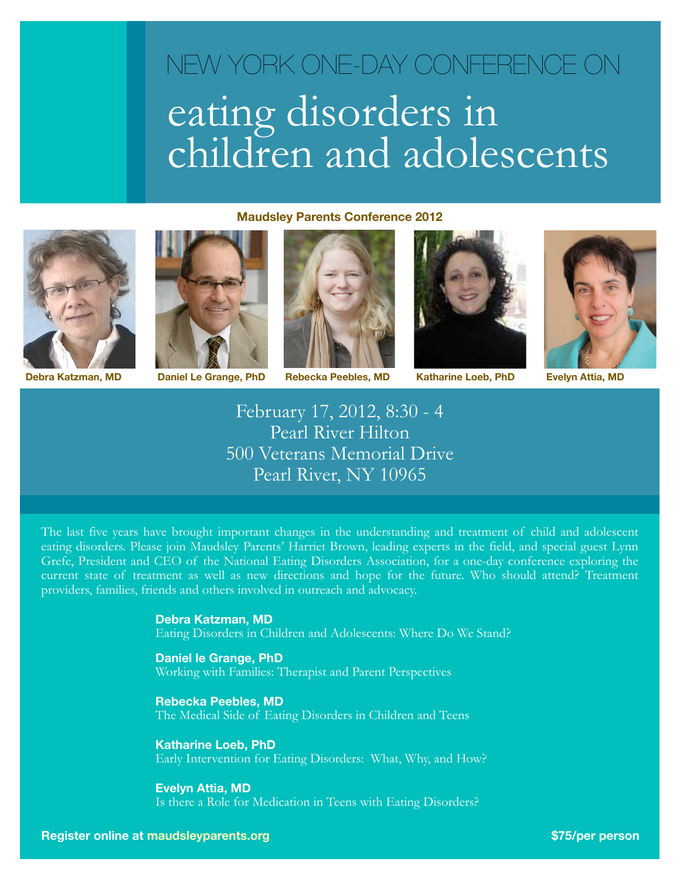# NEW YORK ONE-DAY CONFERENCE ON

# eating disorders in children and adolescents

**Maudsley Parents Conference 2012**

**Debra Katzman, MD** **Daniel Le Grange, PhD** **Rebecka Peebles, MD** **Katharine Loeb, PhD** **Evelyn Attia, MD**

February 17, 2012, 8:30 - 4
Pearl River Hilton
500 Veterans Memorial Drive
Pearl River, NY 10965

The last five years have brought important changes in the understanding and treatment of child and adolescent eating disorders. Please join Maudsley Parents' Harriet Brown, leading experts in the field, and special guest Lynn Grefe, President and CEO of the National Eating Disorders Association, for a one-day conference exploring the current state of treatment as well as new directions and hope for the future. Who should attend? Treatment providers, families, friends and others involved in outreach and advocacy.

**Debra Katzman, MD**
Eating Disorders in Children and Adolescents: Where Do We Stand?

**Daniel le Grange, PhD**
Working with Families: Therapist and Parent Perspectives

**Rebecka Peebles, MD**
The Medical Side of Eating Disorders in Children and Teens

**Katharine Loeb, PhD**
Early Intervention for Eating Disorders: What, Why, and How?

**Evelyn Attia, MD**
Is there a Role for Medication in Teens with Eating Disorders?

**Register online at maudsleyparents.org** **$75/per person**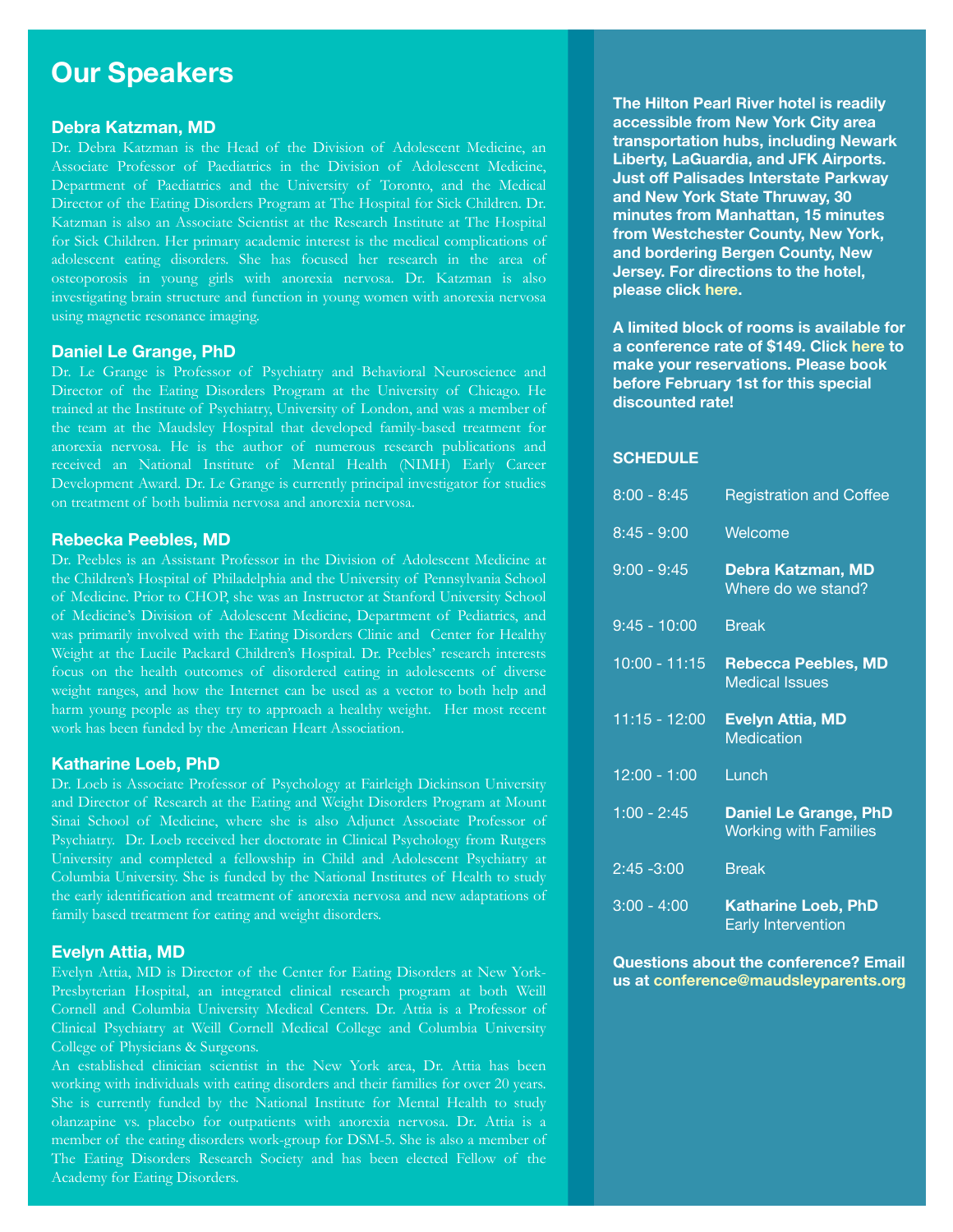# Our Speakers

### Debra Katzman, MD

Dr. Debra Katzman is the Head of the Division of Adolescent Medicine, an Associate Professor of Paediatrics in the Division of Adolescent Medicine, Department of Paediatrics and the University of Toronto, and the Medical Director of the Eating Disorders Program at The Hospital for Sick Children. Dr. Katzman is also an Associate Scientist at the Research Institute at The Hospital for Sick Children. Her primary academic interest is the medical complications of adolescent eating disorders. She has focused her research in the area of osteoporosis in young girls with anorexia nervosa. Dr. Katzman is also investigating brain structure and function in young women with anorexia nervosa using magnetic resonance imaging.

### Daniel Le Grange, PhD

Dr. Le Grange is Professor of Psychiatry and Behavioral Neuroscience and Director of the Eating Disorders Program at the University of Chicago. He trained at the Institute of Psychiatry, University of London, and was a member of the team at the Maudsley Hospital that developed family-based treatment for anorexia nervosa. He is the author of numerous research publications and received an National Institute of Mental Health (NIMH) Early Career Development Award. Dr. Le Grange is currently principal investigator for studies on treatment of both bulimia nervosa and anorexia nervosa.

### Rebecka Peebles, MD

Dr. Peebles is an Assistant Professor in the Division of Adolescent Medicine at the Children's Hospital of Philadelphia and the University of Pennsylvania School of Medicine. Prior to CHOP, she was an Instructor at Stanford University School of Medicine's Division of Adolescent Medicine, Department of Pediatrics, and was primarily involved with the Eating Disorders Clinic and Center for Healthy Weight at the Lucile Packard Children's Hospital. Dr. Peebles' research interests focus on the health outcomes of disordered eating in adolescents of diverse weight ranges, and how the Internet can be used as a vector to both help and harm young people as they try to approach a healthy weight. Her most recent work has been funded by the American Heart Association.

### Katharine Loeb, PhD

Dr. Loeb is Associate Professor of Psychology at Fairleigh Dickinson University and Director of Research at the Eating and Weight Disorders Program at Mount Sinai School of Medicine, where she is also Adjunct Associate Professor of Psychiatry. Dr. Loeb received her doctorate in Clinical Psychology from Rutgers University and completed a fellowship in Child and Adolescent Psychiatry at Columbia University. She is funded by the National Institutes of Health to study the early identification and treatment of anorexia nervosa and new adaptations of family based treatment for eating and weight disorders.

### Evelyn Attia, MD

Evelyn Attia, MD is Director of the Center for Eating Disorders at New York-Presbyterian Hospital, an integrated clinical research program at both Weill Cornell and Columbia University Medical Centers. Dr. Attia is a Professor of Clinical Psychiatry at Weill Cornell Medical College and Columbia University College of Physicians & Surgeons.

An established clinician scientist in the New York area, Dr. Attia has been working with individuals with eating disorders and their families for over 20 years. She is currently funded by the National Institute for Mental Health to study olanzapine vs. placebo for outpatients with anorexia nervosa. Dr. Attia is a member of the eating disorders work-group for DSM-5. She is also a member of The Eating Disorders Research Society and has been elected Fellow of the Academy for Eating Disorders.

**The Hilton Pearl River hotel is readily accessible from New York City area transportation hubs, including Newark Liberty, LaGuardia, and JFK Airports. Just off Palisades Interstate Parkway and New York State Thruway, 30 minutes from Manhattan, 15 minutes from Westchester County, New York, and bordering Bergen County, New Jersey. For directions to the hotel, please click here.**

**A limited block of rooms is available for a conference rate of $149. Click here to make your reservations. Please book before February 1st for this special discounted rate!**

## SCHEDULE

| | |
|---|---|
| 8:00 - 8:45 | Registration and Coffee |
| 8:45 - 9:00 | Welcome |
| 9:00 - 9:45 | **Debra Katzman, MD** Where do we stand? |
| 9:45 - 10:00 | Break |
| 10:00 - 11:15 | **Rebecca Peebles, MD** Medical Issues |
| 11:15 - 12:00 | **Evelyn Attia, MD** Medication |
| 12:00 - 1:00 | Lunch |
| 1:00 - 2:45 | **Daniel Le Grange, PhD** Working with Families |
| 2:45 -3:00 | Break |
| 3:00 - 4:00 | **Katharine Loeb, PhD** Early Intervention |

**Questions about the conference? Email us at conference@maudsleyparents.org**